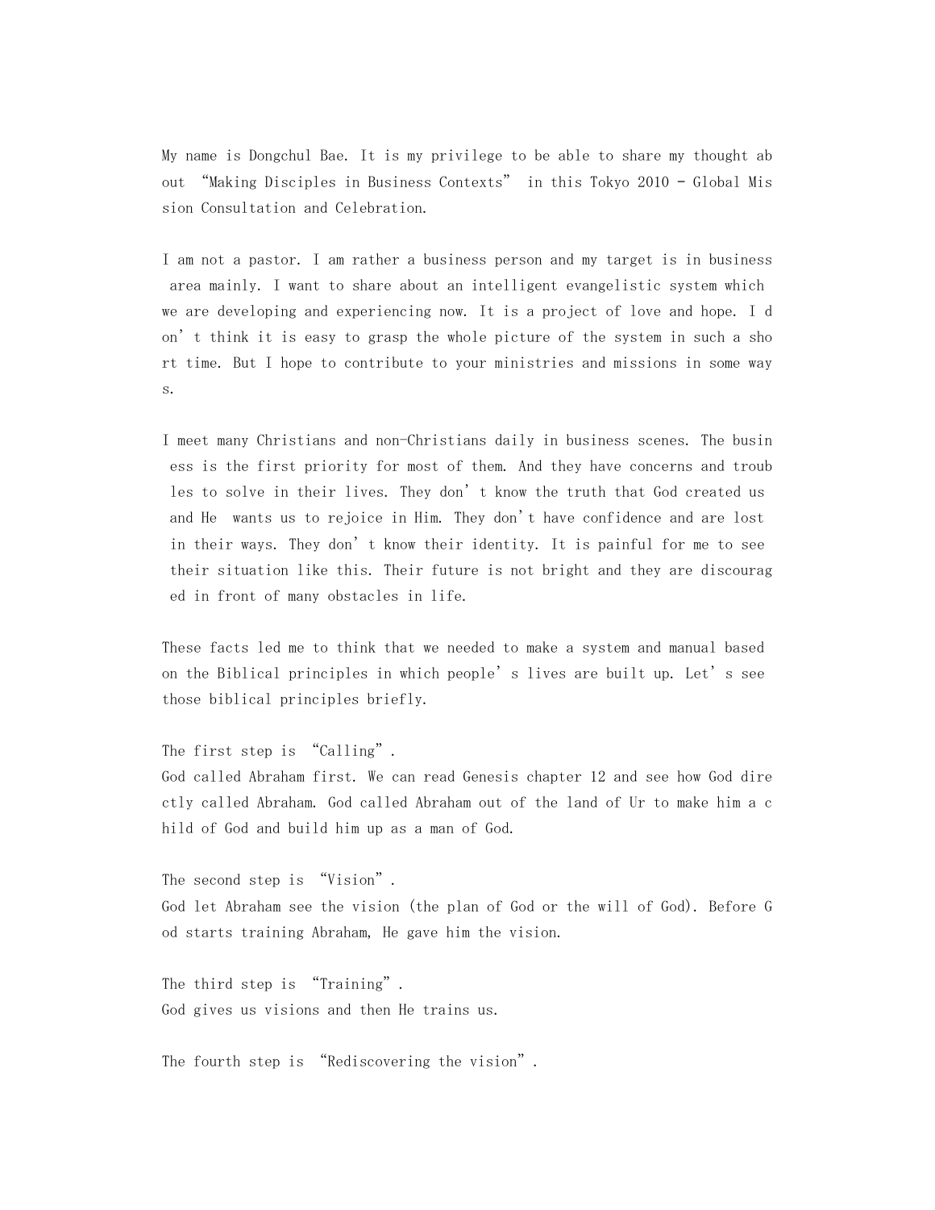My name is Dongchul Bae. It is my privilege to be able to share my thought about “Making Disciples in Business Contexts” in this Tokyo 2010 - Global Mission Consultation and Celebration.

I am not a pastor. I am rather a business person and my target is in business area mainly. I want to share about an intelligent evangelistic system which we are developing and experiencing now. It is a project of love and hope. I don’t think it is easy to grasp the whole picture of the system in such a short time. But I hope to contribute to your ministries and missions in some ways.

I meet many Christians and non-Christians daily in business scenes. The business is the first priority for most of them. And they have concerns and troubles to solve in their lives. They don’t know the truth that God created us and He wants us to rejoice in Him. They don't have confidence and are lost in their ways. They don’t know their identity. It is painful for me to see their situation like this. Their future is not bright and they are discouraged in front of many obstacles in life.

These facts led me to think that we needed to make a system and manual based on the Biblical principles in which people’s lives are built up. Let’s see those biblical principles briefly.

The first step is “Calling”.
God called Abraham first. We can read Genesis chapter 12 and see how God directly called Abraham. God called Abraham out of the land of Ur to make him a child of God and build him up as a man of God.

The second step is “Vision”.
God let Abraham see the vision (the plan of God or the will of God). Before God starts training Abraham, He gave him the vision.

The third step is “Training”.
God gives us visions and then He trains us.

The fourth step is “Rediscovering the vision”.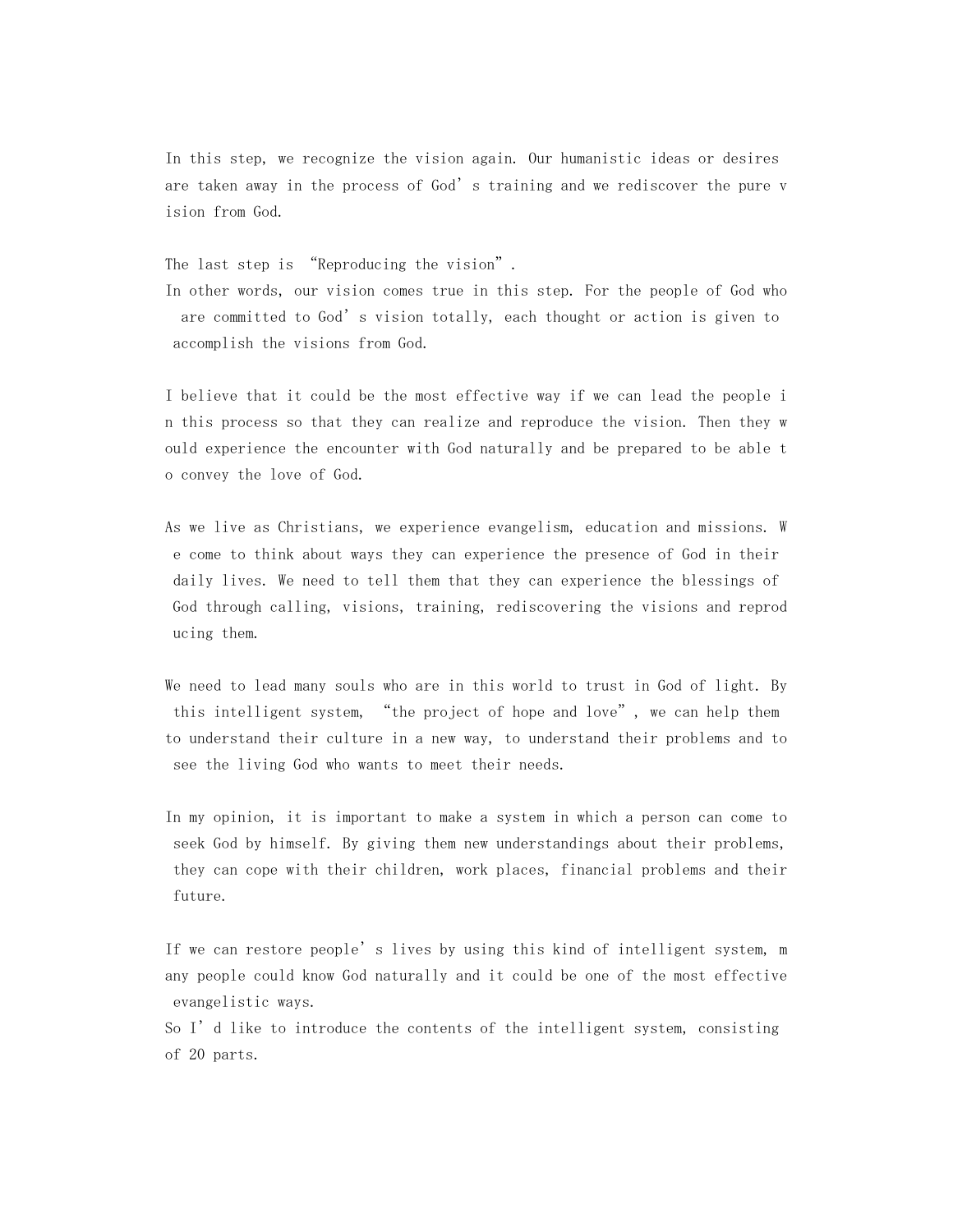In this step, we recognize the vision again. Our humanistic ideas or desires are taken away in the process of God's training and we rediscover the pure vision from God.

The last step is "Reproducing the vision".
In other words, our vision comes true in this step. For the people of God who are committed to God's vision totally, each thought or action is given to accomplish the visions from God.

I believe that it could be the most effective way if we can lead the people in this process so that they can realize and reproduce the vision. Then they would experience the encounter with God naturally and be prepared to be able to convey the love of God.

As we live as Christians, we experience evangelism, education and missions. We come to think about ways they can experience the presence of God in their daily lives. We need to tell them that they can experience the blessings of God through calling, visions, training, rediscovering the visions and reproducing them.

We need to lead many souls who are in this world to trust in God of light. By this intelligent system, "the project of hope and love", we can help them to understand their culture in a new way, to understand their problems and to see the living God who wants to meet their needs.

In my opinion, it is important to make a system in which a person can come to seek God by himself. By giving them new understandings about their problems, they can cope with their children, work places, financial problems and their future.

If we can restore people's lives by using this kind of intelligent system, many people could know God naturally and it could be one of the most effective evangelistic ways.
So I'd like to introduce the contents of the intelligent system, consisting of 20 parts.